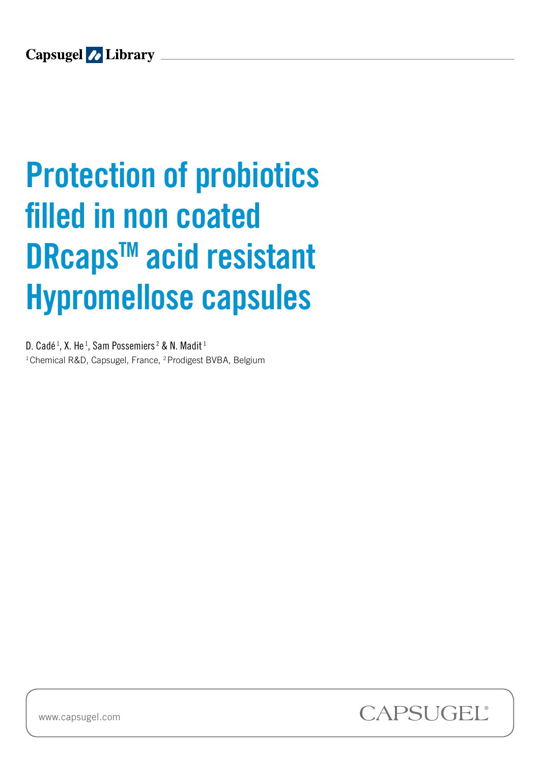Capsugel Library

# Protection of probiotics filled in non coated DRcaps™ acid resistant Hypromellose capsules

D. Cadé[1], X. He[1], Sam Possemiers[2] & N. Madit[1]

[1] Chemical R&D, Capsugel, France, [2] Prodigest BVBA, Belgium

www.capsugel.com

CAPSUGEL®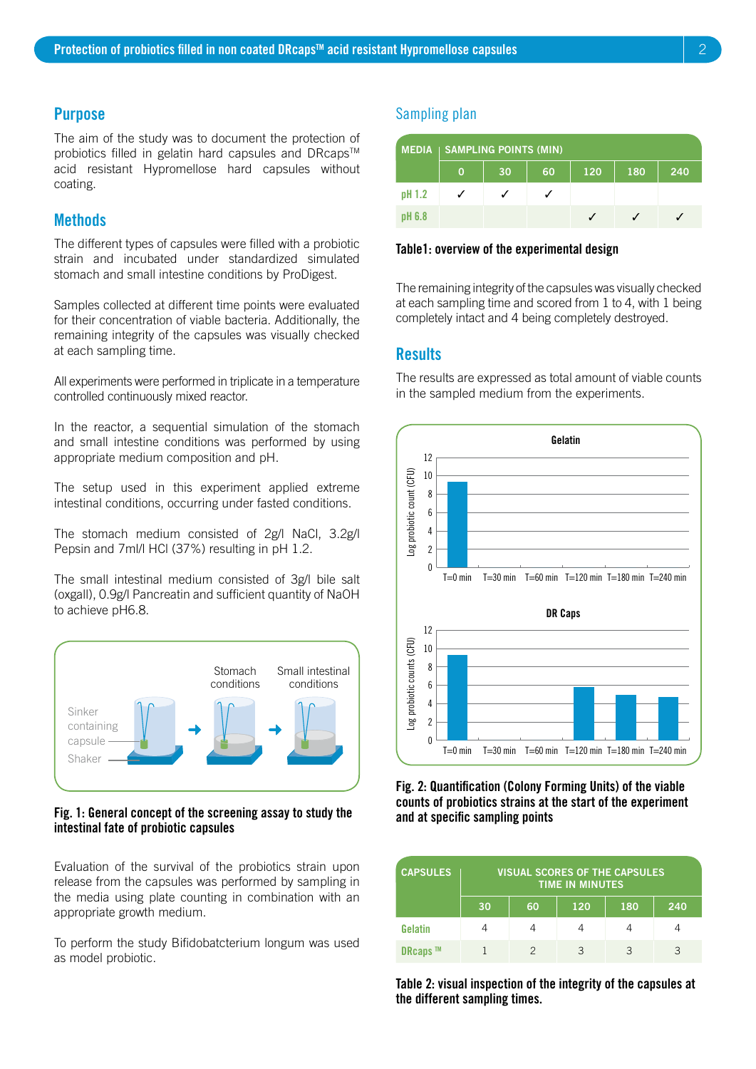## Purpose

The aim of the study was to document the protection of probiotics filled in gelatin hard capsules and DRcaps™ acid resistant Hypromellose hard capsules without coating.

## Methods

The different types of capsules were filled with a probiotic strain and incubated under standardized simulated stomach and small intestine conditions by ProDigest.

Samples collected at different time points were evaluated for their concentration of viable bacteria. Additionally, the remaining integrity of the capsules was visually checked at each sampling time.

All experiments were performed in triplicate in a temperature controlled continuously mixed reactor.

In the reactor, a sequential simulation of the stomach and small intestine conditions was performed by using appropriate medium composition and pH.

The setup used in this experiment applied extreme intestinal conditions, occurring under fasted conditions.

The stomach medium consisted of 2g/l NaCl, 3.2g/l Pepsin and 7ml/l HCl (37%) resulting in pH 1.2.

The small intestinal medium consisted of 3g/l bile salt (oxgall), 0.9g/l Pancreatin and sufficient quantity of NaOH to achieve pH6.8.

Sinker containing capsule — Shaker — Stomach conditions → Small intestinal conditions

**Fig. 1: General concept of the screening assay to study the intestinal fate of probiotic capsules**

Evaluation of the survival of the probiotics strain upon release from the capsules was performed by sampling in the media using plate counting in combination with an appropriate growth medium.

To perform the study Bifidobatcterium longum was used as model probiotic.

## Sampling plan

| MEDIA | SAMPLING POINTS (MIN) | | | | | |
|---|---|---|---|---|---|---|
| | 0 | 30 | 60 | 120 | 180 | 240 |
| pH 1.2 | ✓ | ✓ | ✓ | | | |
| pH 6.8 | | | | ✓ | ✓ | ✓ |

**Table1: overview of the experimental design**

The remaining integrity of the capsules was visually checked at each sampling time and scored from 1 to 4, with 1 being completely intact and 4 being completely destroyed.

## Results

The results are expressed as total amount of viable counts in the sampled medium from the experiments.

**Gelatin** (Log probiotic count (CFU); y-axis 0–12)

T=0 min, T=30 min, T=60 min, T=120 min, T=180 min, T=240 min

**DR Caps** (Log probiotic counts (CFU); y-axis 0–12)

T=0 min, T=30 min, T=60 min, T=120 min, T=180 min, T=240 min

**Fig. 2: Quantification (Colony Forming Units) of the viable counts of probiotics strains at the start of the experiment and at specific sampling points**

| CAPSULES | VISUAL SCORES OF THE CAPSULES TIME IN MINUTES | | | | |
|---|---|---|---|---|---|
| | 30 | 60 | 120 | 180 | 240 |
| Gelatin | 4 | 4 | 4 | 4 | 4 |
| DRcaps ™ | 1 | 2 | 3 | 3 | 3 |

**Table 2: visual inspection of the integrity of the capsules at the different sampling times.**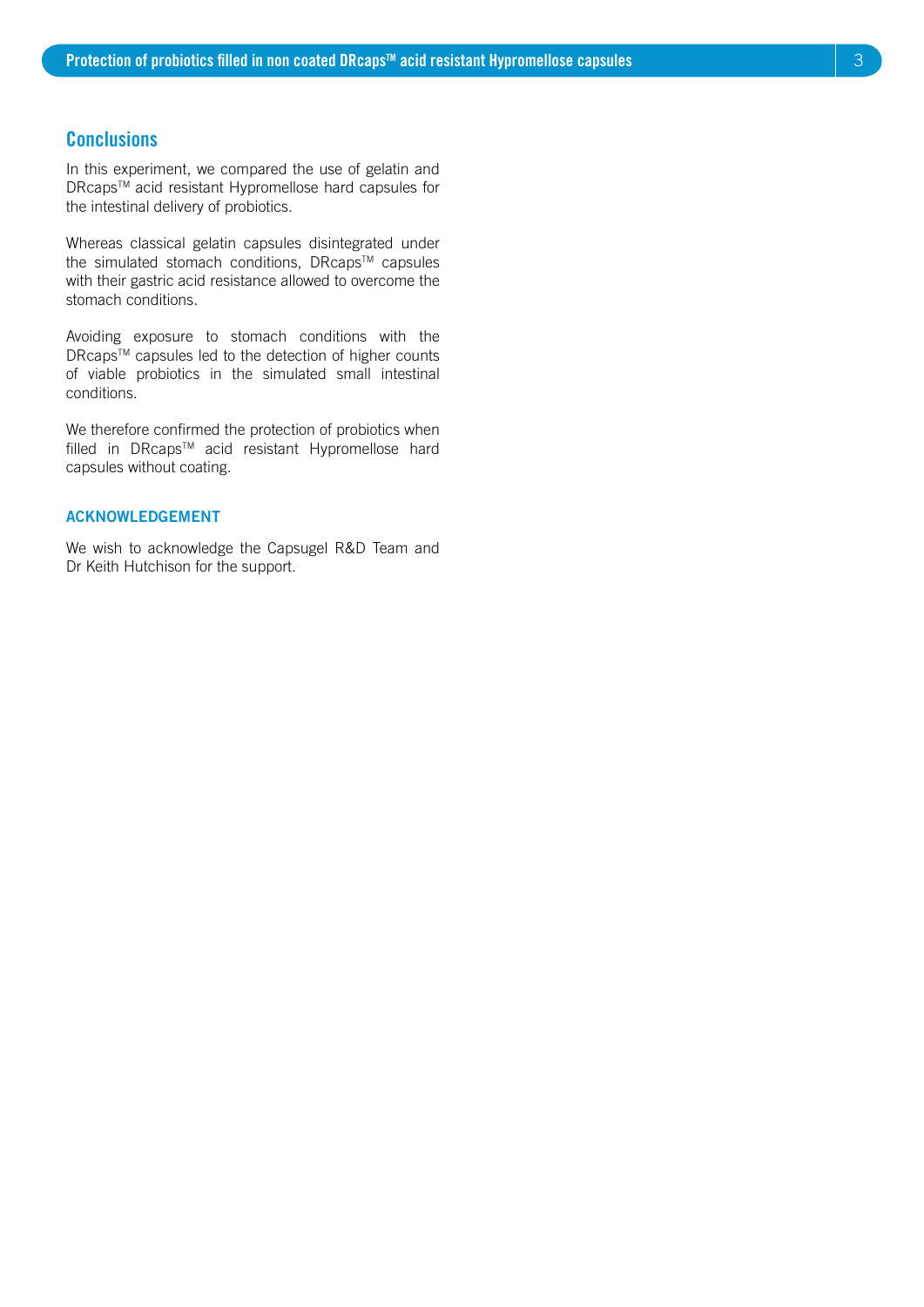## Conclusions

In this experiment, we compared the use of gelatin and DRcaps™ acid resistant Hypromellose hard capsules for the intestinal delivery of probiotics.

Whereas classical gelatin capsules disintegrated under the simulated stomach conditions, DRcaps™ capsules with their gastric acid resistance allowed to overcome the stomach conditions.

Avoiding exposure to stomach conditions with the DRcaps™ capsules led to the detection of higher counts of viable probiotics in the simulated small intestinal conditions.

We therefore confirmed the protection of probiotics when filled in DRcaps™ acid resistant Hypromellose hard capsules without coating.

### ACKNOWLEDGEMENT

We wish to acknowledge the Capsugel R&D Team and Dr Keith Hutchison for the support.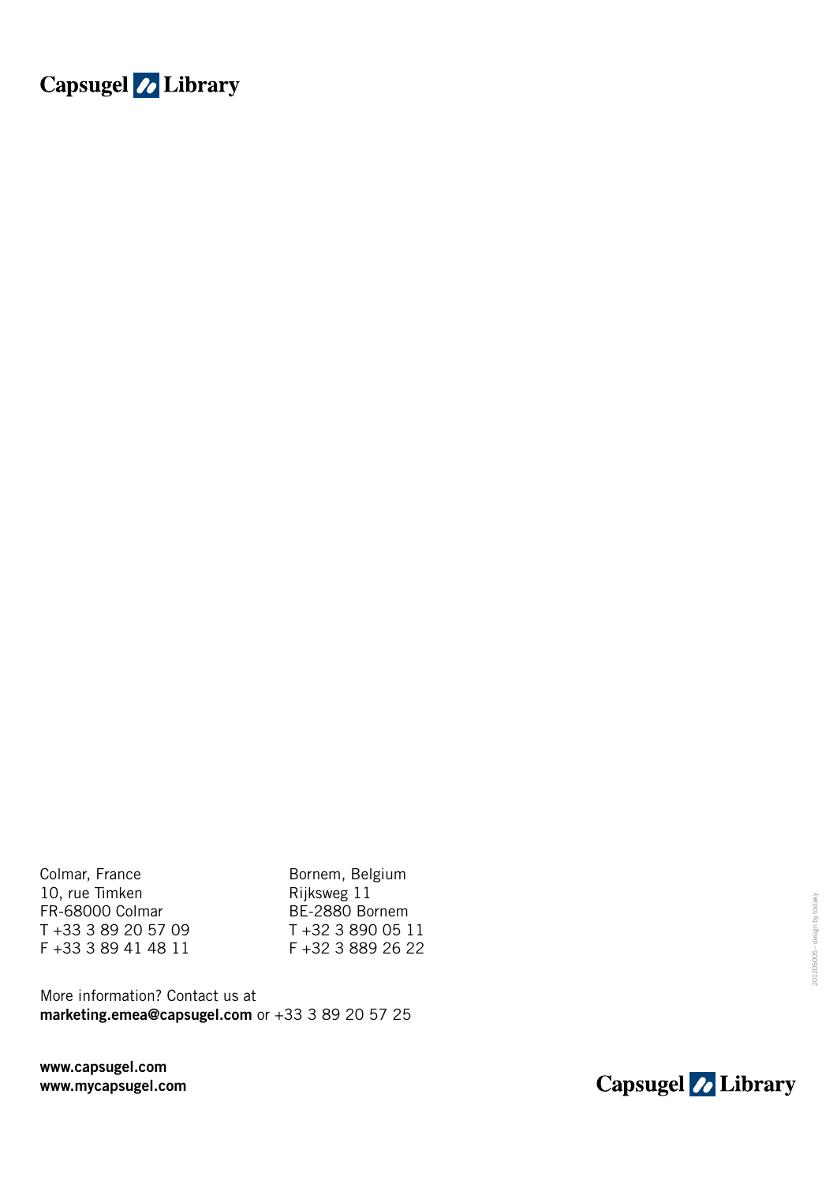Capsugel Library

Colmar, France
10, rue Timken
FR-68000 Colmar
T +33 3 89 20 57 09
F +33 3 89 41 48 11

Bornem, Belgium
Rijksweg 11
BE-2880 Bornem
T +32 3 890 05 11
F +32 3 889 26 22

More information? Contact us at
**marketing.emea@capsugel.com** or +33 3 89 20 57 25

**www.capsugel.com**
**www.mycapsugel.com**

Capsugel Library

2012055005 - design by tostaky